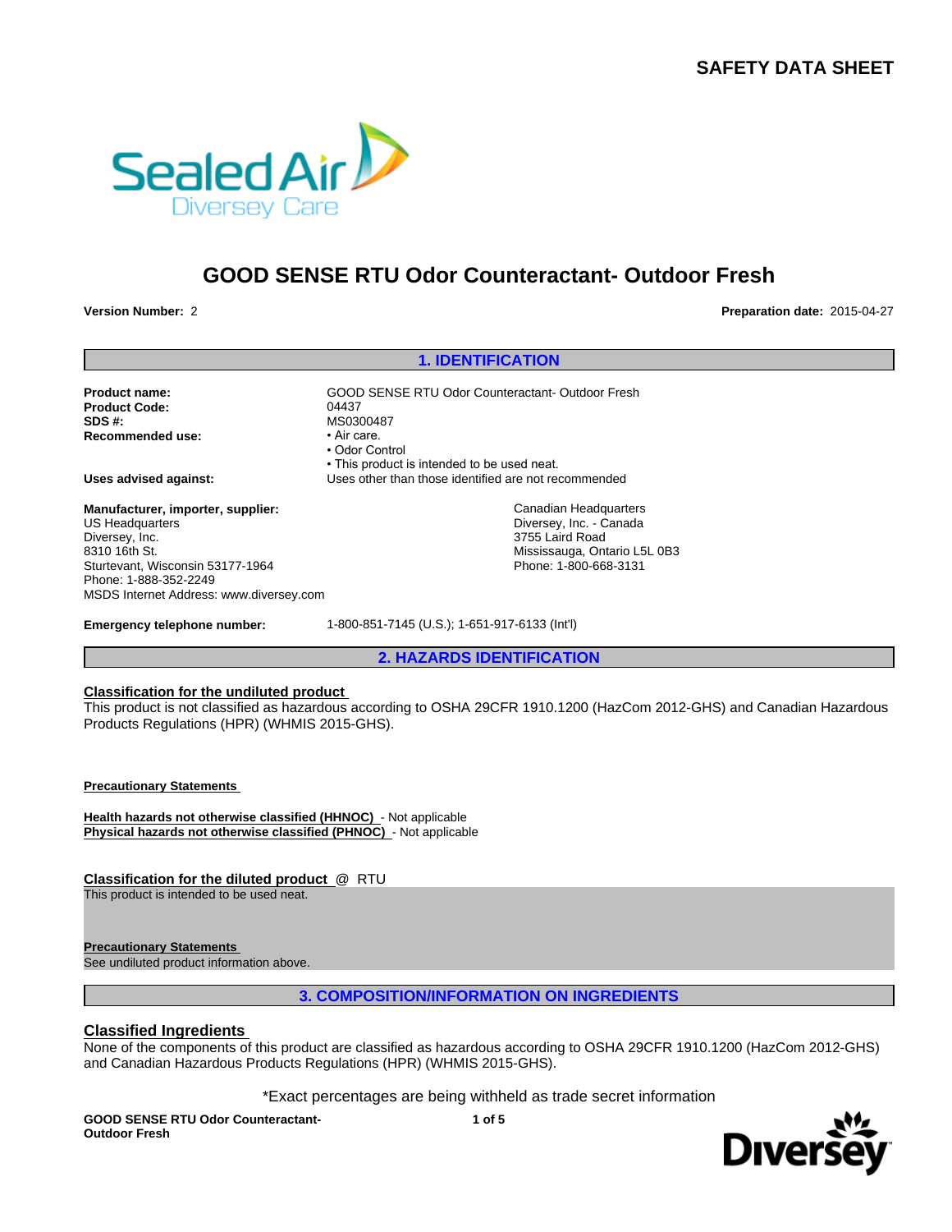# SAFETY DATA SHEET

## GOOD SENSE RTU Odor Counteractant- Outdoor Fresh

**Version Number:** 2

**Preparation date:** 2015-04-27

## 1. IDENTIFICATION

**Product name:** GOOD SENSE RTU Odor Counteractant- Outdoor Fresh
**Product Code:** 04437
**SDS #:** MS0300487
**Recommended use:**
- Air care.
- Odor Control
- This product is intended to be used neat.

**Uses advised against:** Uses other than those identified are not recommended

**Manufacturer, importer, supplier:**
US Headquarters
Diversey, Inc.
8310 16th St.
Sturtevant, Wisconsin 53177-1964
Phone: 1-888-352-2249
MSDS Internet Address: www.diversey.com

Canadian Headquarters
Diversey, Inc. - Canada
3755 Laird Road
Mississauga, Ontario L5L 0B3
Phone: 1-800-668-3131

**Emergency telephone number:** 1-800-851-7145 (U.S.); 1-651-917-6133 (Int'l)

## 2. HAZARDS IDENTIFICATION

**Classification for the undiluted product**

This product is not classified as hazardous according to OSHA 29CFR 1910.1200 (HazCom 2012-GHS) and Canadian Hazardous Products Regulations (HPR) (WHMIS 2015-GHS).

**Precautionary Statements**

**Health hazards not otherwise classified (HHNOC)** - Not applicable
**Physical hazards not otherwise classified (PHNOC)** - Not applicable

**Classification for the diluted product** @ RTU

This product is intended to be used neat.

**Precautionary Statements**

See undiluted product information above.

## 3. COMPOSITION/INFORMATION ON INGREDIENTS

**Classified Ingredients**

None of the components of this product are classified as hazardous according to OSHA 29CFR 1910.1200 (HazCom 2012-GHS) and Canadian Hazardous Products Regulations (HPR) (WHMIS 2015-GHS).

*Exact percentages are being withheld as trade secret information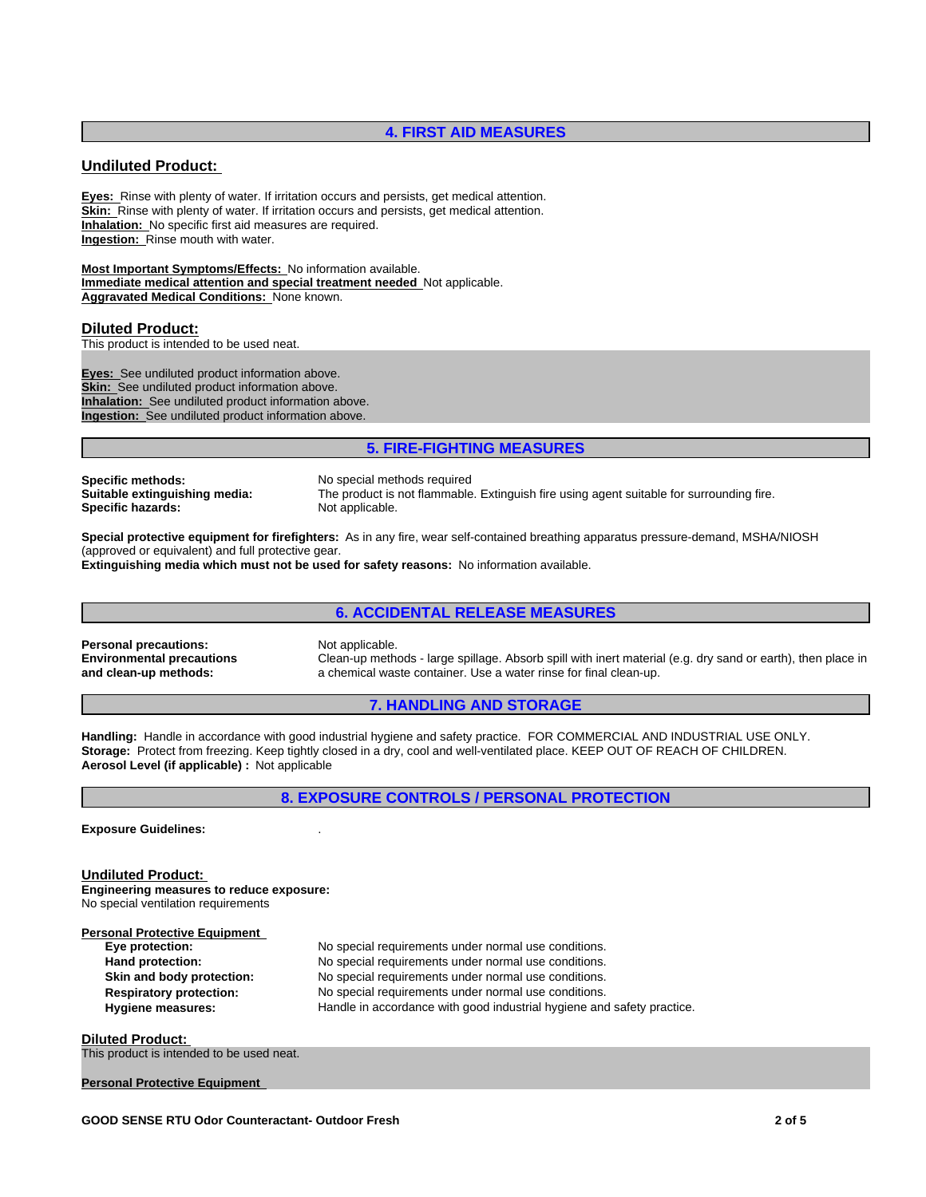## 4. FIRST AID MEASURES

### Undiluted Product:

**Eyes:** Rinse with plenty of water. If irritation occurs and persists, get medical attention.
**Skin:** Rinse with plenty of water. If irritation occurs and persists, get medical attention.
**Inhalation:** No specific first aid measures are required.
**Ingestion:** Rinse mouth with water.

**Most Important Symptoms/Effects:** No information available.
**Immediate medical attention and special treatment needed** Not applicable.
**Aggravated Medical Conditions:** None known.

### Diluted Product:

This product is intended to be used neat.

**Eyes:** See undiluted product information above.
**Skin:** See undiluted product information above.
**Inhalation:** See undiluted product information above.
**Ingestion:** See undiluted product information above.

## 5. FIRE-FIGHTING MEASURES

**Specific methods:** No special methods required
**Suitable extinguishing media:** The product is not flammable. Extinguish fire using agent suitable for surrounding fire.
**Specific hazards:** Not applicable.

**Special protective equipment for firefighters:** As in any fire, wear self-contained breathing apparatus pressure-demand, MSHA/NIOSH (approved or equivalent) and full protective gear.
**Extinguishing media which must not be used for safety reasons:** No information available.

## 6. ACCIDENTAL RELEASE MEASURES

**Personal precautions:** Not applicable.
**Environmental precautions and clean-up methods:** Clean-up methods - large spillage. Absorb spill with inert material (e.g. dry sand or earth), then place in a chemical waste container. Use a water rinse for final clean-up.

## 7. HANDLING AND STORAGE

**Handling:** Handle in accordance with good industrial hygiene and safety practice. FOR COMMERCIAL AND INDUSTRIAL USE ONLY.
**Storage:** Protect from freezing. Keep tightly closed in a dry, cool and well-ventilated place. KEEP OUT OF REACH OF CHILDREN.
**Aerosol Level (if applicable) :** Not applicable

## 8. EXPOSURE CONTROLS / PERSONAL PROTECTION

**Exposure Guidelines:** .

### Undiluted Product:

**Engineering measures to reduce exposure:**
No special ventilation requirements

**Personal Protective Equipment**

**Eye protection:** No special requirements under normal use conditions.
**Hand protection:** No special requirements under normal use conditions.
**Skin and body protection:** No special requirements under normal use conditions.
**Respiratory protection:** No special requirements under normal use conditions.
**Hygiene measures:** Handle in accordance with good industrial hygiene and safety practice.

### Diluted Product:

This product is intended to be used neat.

**Personal Protective Equipment**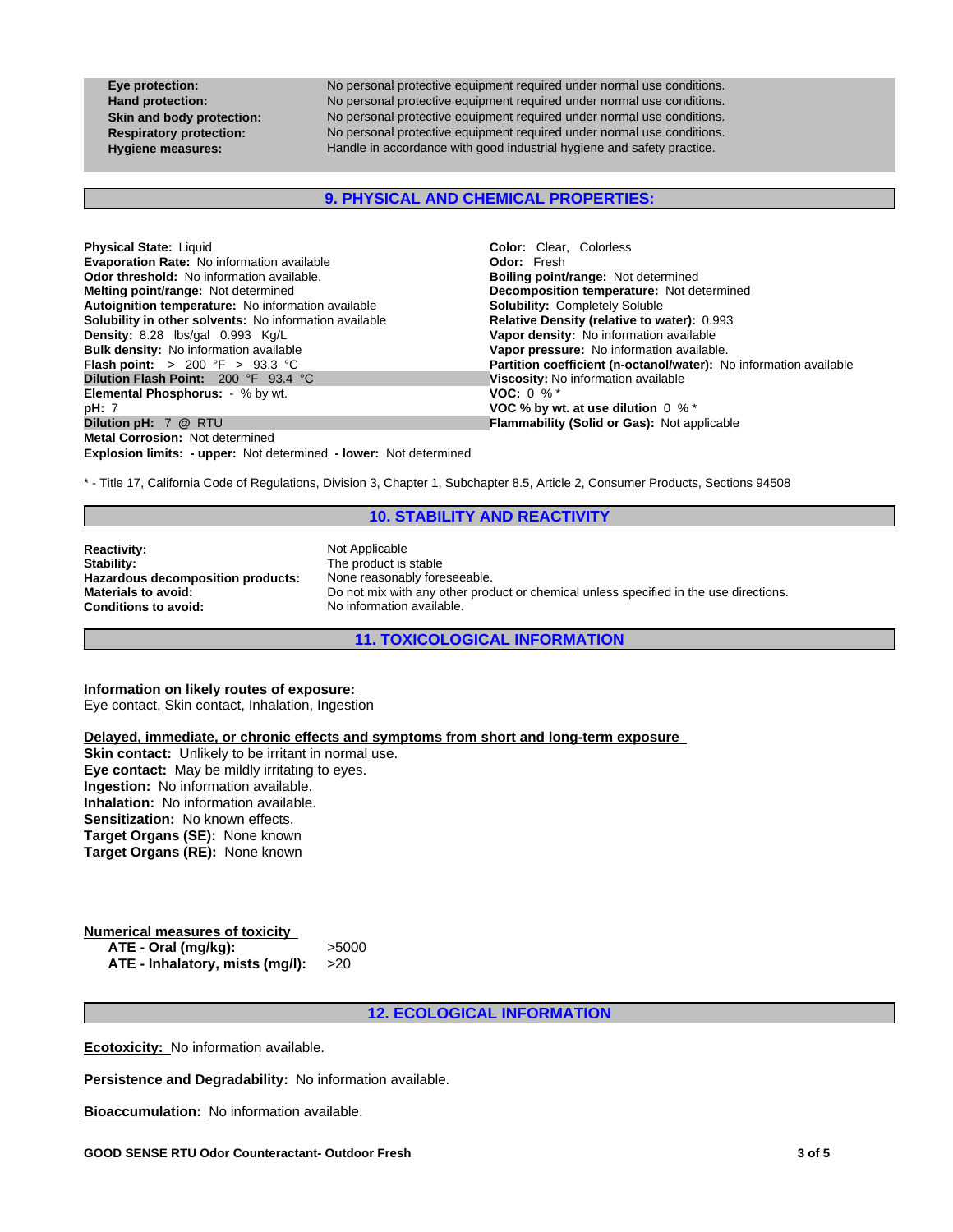| | |
|---|---|
| **Eye protection:** | No personal protective equipment required under normal use conditions. |
| **Hand protection:** | No personal protective equipment required under normal use conditions. |
| **Skin and body protection:** | No personal protective equipment required under normal use conditions. |
| **Respiratory protection:** | No personal protective equipment required under normal use conditions. |
| **Hygiene measures:** | Handle in accordance with good industrial hygiene and safety practice. |

## 9. PHYSICAL AND CHEMICAL PROPERTIES:

**Physical State:** Liquid
**Evaporation Rate:** No information available
**Odor threshold:** No information available.
**Melting point/range:** Not determined
**Autoignition temperature:** No information available
**Solubility in other solvents:** No information available
**Density:** 8.28 lbs/gal 0.993 Kg/L
**Bulk density:** No information available
**Flash point:** > 200 °F > 93.3 °C
**Dilution Flash Point:** 200 °F 93.4 °C
**Elemental Phosphorus:** - % by wt.
**pH:** 7
**Dilution pH:** 7 @ RTU
**Metal Corrosion:** Not determined
**Explosion limits: - upper:** Not determined **- lower:** Not determined

**Color:** Clear, Colorless
**Odor:** Fresh
**Boiling point/range:** Not determined
**Decomposition temperature:** Not determined
**Solubility:** Completely Soluble
**Relative Density (relative to water):** 0.993
**Vapor density:** No information available
**Vapor pressure:** No information available.
**Partition coefficient (n-octanol/water):** No information available
**Viscosity:** No information available
**VOC:** 0 % *
**VOC % by wt. at use dilution** 0 % *
**Flammability (Solid or Gas):** Not applicable

* - Title 17, California Code of Regulations, Division 3, Chapter 1, Subchapter 8.5, Article 2, Consumer Products, Sections 94508

## 10. STABILITY AND REACTIVITY

| | |
|---|---|
| **Reactivity:** | Not Applicable |
| **Stability:** | The product is stable |
| **Hazardous decomposition products:** | None reasonably foreseeable. |
| **Materials to avoid:** | Do not mix with any other product or chemical unless specified in the use directions. |
| **Conditions to avoid:** | No information available. |

## 11. TOXICOLOGICAL INFORMATION

**Information on likely routes of exposure:**
Eye contact, Skin contact, Inhalation, Ingestion

**Delayed, immediate, or chronic effects and symptoms from short and long-term exposure**
**Skin contact:** Unlikely to be irritant in normal use.
**Eye contact:** May be mildly irritating to eyes.
**Ingestion:** No information available.
**Inhalation:** No information available.
**Sensitization:** No known effects.
**Target Organs (SE):** None known
**Target Organs (RE):** None known

**Numerical measures of toxicity**

| | |
|---|---|
| **ATE - Oral (mg/kg):** | >5000 |
| **ATE - Inhalatory, mists (mg/l):** | >20 |

## 12. ECOLOGICAL INFORMATION

**Ecotoxicity:** No information available.

**Persistence and Degradability:** No information available.

**Bioaccumulation:** No information available.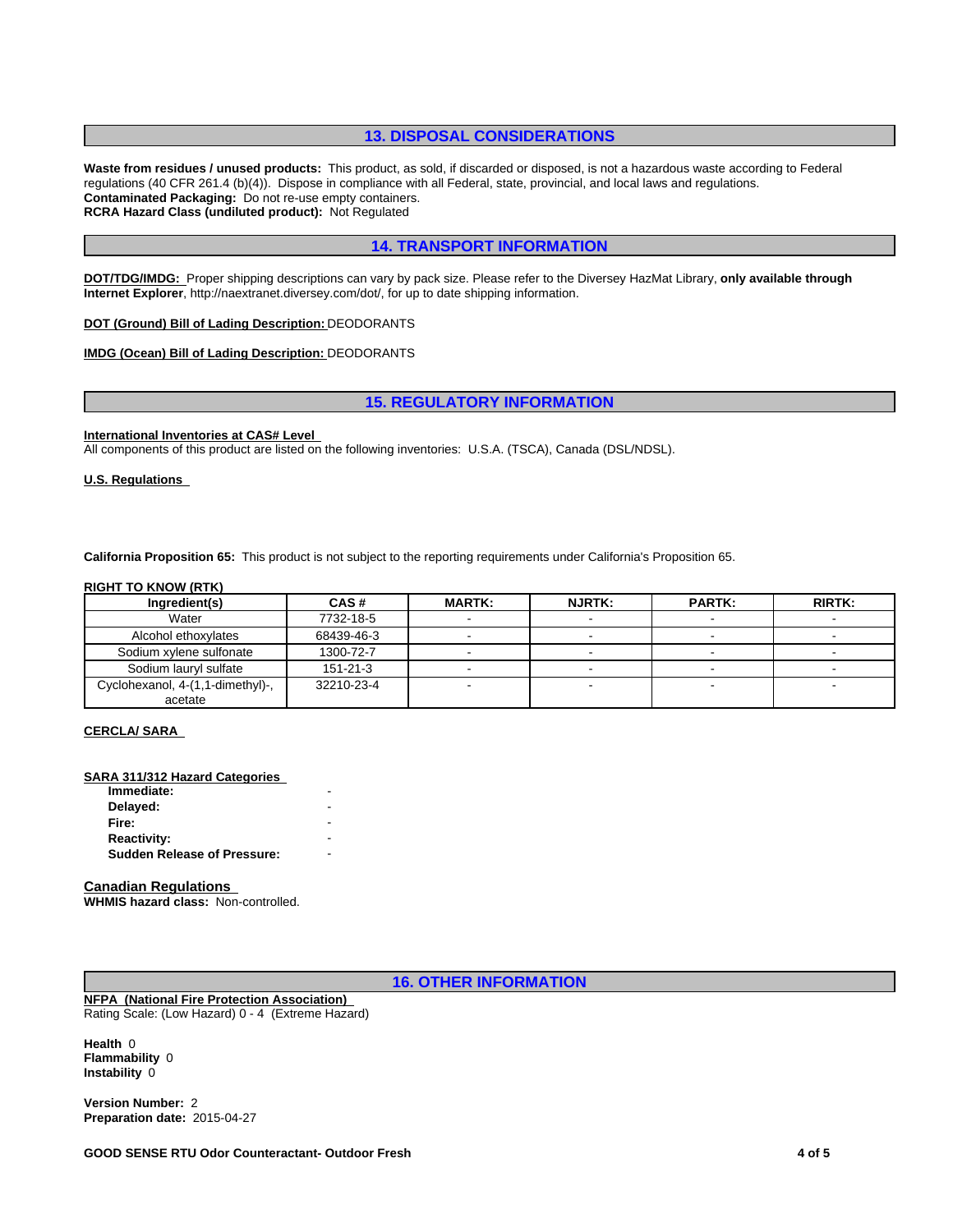## 13. DISPOSAL CONSIDERATIONS

**Waste from residues / unused products:** This product, as sold, if discarded or disposed, is not a hazardous waste according to Federal regulations (40 CFR 261.4 (b)(4)). Dispose in compliance with all Federal, state, provincial, and local laws and regulations.
**Contaminated Packaging:** Do not re-use empty containers.
**RCRA Hazard Class (undiluted product):** Not Regulated

## 14. TRANSPORT INFORMATION

**DOT/TDG/IMDG:** Proper shipping descriptions can vary by pack size. Please refer to the Diversey HazMat Library, **only available through Internet Explorer**, http://naextranet.diversey.com/dot/, for up to date shipping information.

**DOT (Ground) Bill of Lading Description:** DEODORANTS

**IMDG (Ocean) Bill of Lading Description:** DEODORANTS

## 15. REGULATORY INFORMATION

**International Inventories at CAS# Level**
All components of this product are listed on the following inventories: U.S.A. (TSCA), Canada (DSL/NDSL).

**U.S. Regulations**

**California Proposition 65:** This product is not subject to the reporting requirements under California's Proposition 65.

**RIGHT TO KNOW (RTK)**

| Ingredient(s) | CAS # | MARTK: | NJRTK: | PARTK: | RIRTK: |
|---|---|---|---|---|---|
| Water | 7732-18-5 | - | - | - | - |
| Alcohol ethoxylates | 68439-46-3 | - | - | - | - |
| Sodium xylene sulfonate | 1300-72-7 | - | - | - | - |
| Sodium lauryl sulfate | 151-21-3 | - | - | - | - |
| Cyclohexanol, 4-(1,1-dimethyl)-, acetate | 32210-23-4 | - | - | - | - |

**CERCLA/ SARA**

**SARA 311/312 Hazard Categories**

**Immediate:** -
**Delayed:** -
**Fire:** -
**Reactivity:** -
**Sudden Release of Pressure:** -

**Canadian Regulations**
**WHMIS hazard class:** Non-controlled.

## 16. OTHER INFORMATION

**NFPA (National Fire Protection Association)**
Rating Scale: (Low Hazard) 0 - 4 (Extreme Hazard)

**Health** 0
**Flammability** 0
**Instability** 0

**Version Number:** 2
**Preparation date:** 2015-04-27

**GOOD SENSE RTU Odor Counteractant- Outdoor Fresh**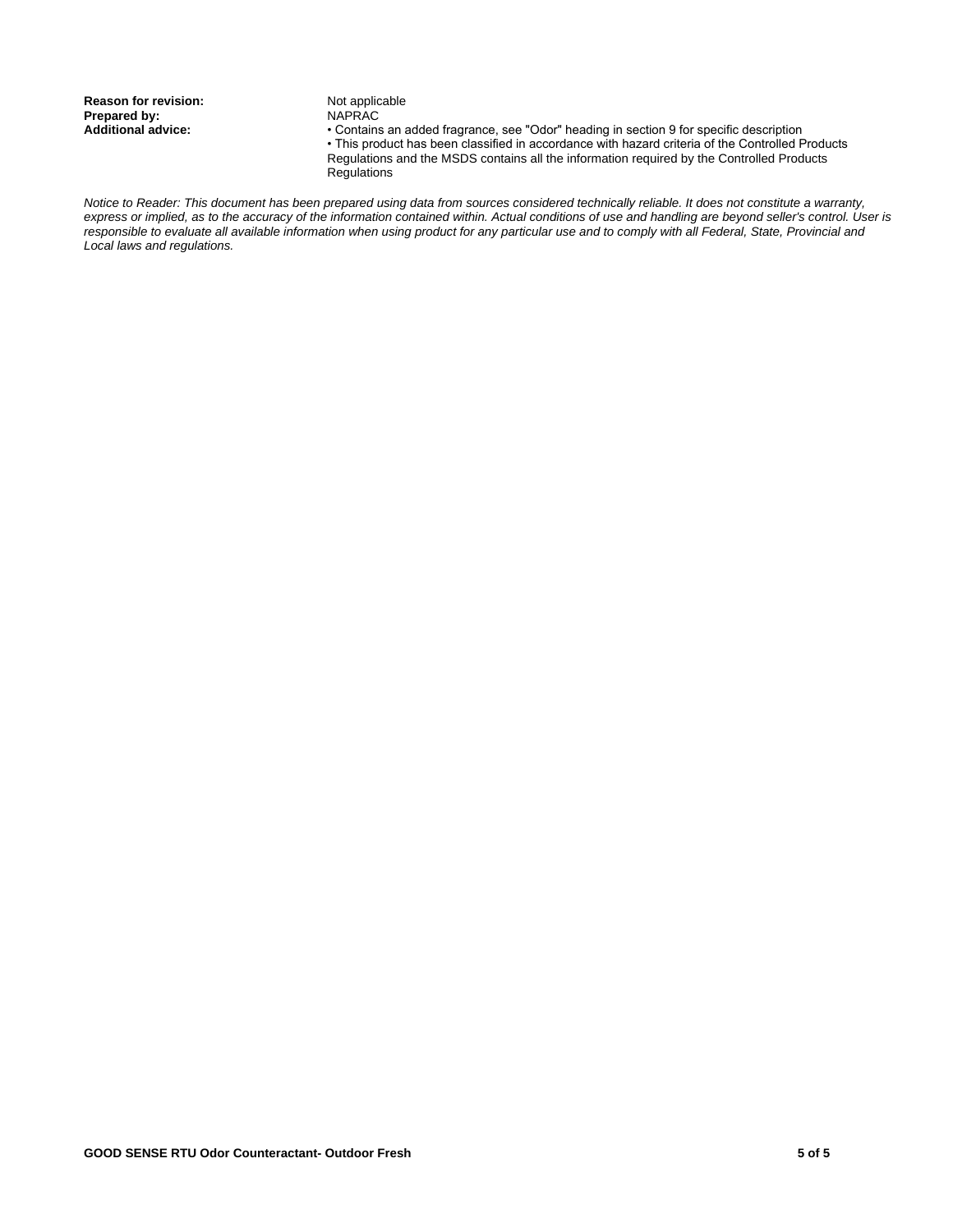**Reason for revision:** Not applicable

**Prepared by:** NAPRAC

**Additional advice:**

- Contains an added fragrance, see "Odor" heading in section 9 for specific description
- This product has been classified in accordance with hazard criteria of the Controlled Products Regulations and the MSDS contains all the information required by the Controlled Products Regulations

*Notice to Reader: This document has been prepared using data from sources considered technically reliable. It does not constitute a warranty, express or implied, as to the accuracy of the information contained within. Actual conditions of use and handling are beyond seller's control. User is responsible to evaluate all available information when using product for any particular use and to comply with all Federal, State, Provincial and Local laws and regulations.*